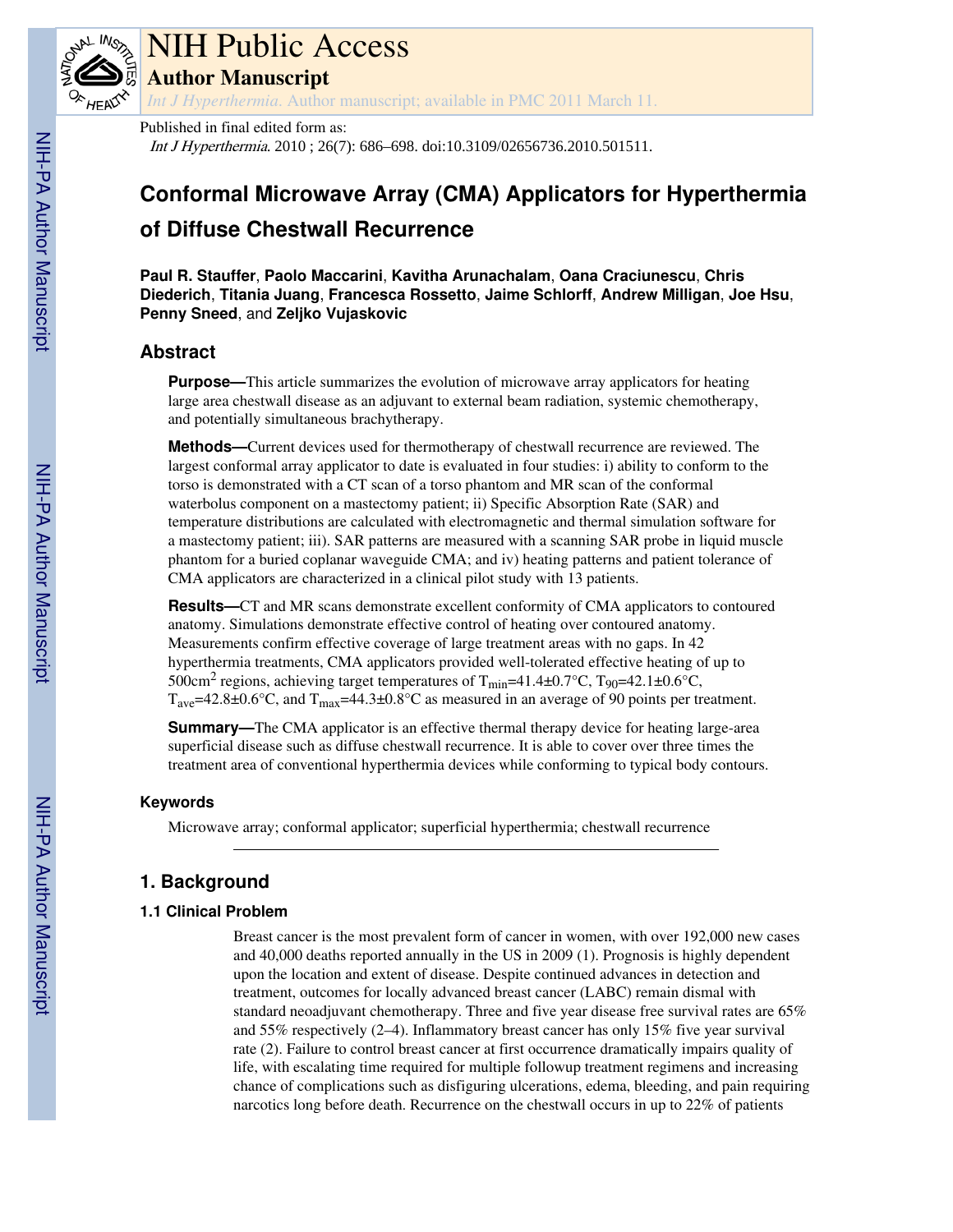# NIH Public Access

## Author Manuscript

*Int J Hyperthermia*. Author manuscript; available in PMC 2011 March 11.

Published in final edited form as:

*Int J Hyperthermia*. 2010 ; 26(7): 686–698. doi:10.3109/02656736.2010.501511.

# Conformal Microwave Array (CMA) Applicators for Hyperthermia of Diffuse Chestwall Recurrence

**Paul R. Stauffer**, **Paolo Maccarini**, **Kavitha Arunachalam**, **Oana Craciunescu**, **Chris Diederich**, **Titania Juang**, **Francesca Rossetto**, **Jaime Schlorff**, **Andrew Milligan**, **Joe Hsu**, **Penny Sneed**, and **Zeljko Vujaskovic**

## Abstract

**Purpose—**This article summarizes the evolution of microwave array applicators for heating large area chestwall disease as an adjuvant to external beam radiation, systemic chemotherapy, and potentially simultaneous brachytherapy.

**Methods—**Current devices used for thermotherapy of chestwall recurrence are reviewed. The largest conformal array applicator to date is evaluated in four studies: i) ability to conform to the torso is demonstrated with a CT scan of a torso phantom and MR scan of the conformal waterbolus component on a mastectomy patient; ii) Specific Absorption Rate (SAR) and temperature distributions are calculated with electromagnetic and thermal simulation software for a mastectomy patient; iii). SAR patterns are measured with a scanning SAR probe in liquid muscle phantom for a buried coplanar waveguide CMA; and iv) heating patterns and patient tolerance of CMA applicators are characterized in a clinical pilot study with 13 patients.

**Results—**CT and MR scans demonstrate excellent conformity of CMA applicators to contoured anatomy. Simulations demonstrate effective control of heating over contoured anatomy. Measurements confirm effective coverage of large treatment areas with no gaps. In 42 hyperthermia treatments, CMA applicators provided well-tolerated effective heating of up to 500cm$^2$ regions, achieving target temperatures of $T_{min}$=41.4±0.7°C, $T_{90}$=42.1±0.6°C, $T_{ave}$=42.8±0.6°C, and $T_{max}$=44.3±0.8°C as measured in an average of 90 points per treatment.

**Summary—**The CMA applicator is an effective thermal therapy device for heating large-area superficial disease such as diffuse chestwall recurrence. It is able to cover over three times the treatment area of conventional hyperthermia devices while conforming to typical body contours.

### Keywords

Microwave array; conformal applicator; superficial hyperthermia; chestwall recurrence

## 1. Background

### 1.1 Clinical Problem

Breast cancer is the most prevalent form of cancer in women, with over 192,000 new cases and 40,000 deaths reported annually in the US in 2009 (1). Prognosis is highly dependent upon the location and extent of disease. Despite continued advances in detection and treatment, outcomes for locally advanced breast cancer (LABC) remain dismal with standard neoadjuvant chemotherapy. Three and five year disease free survival rates are 65% and 55% respectively (2–4). Inflammatory breast cancer has only 15% five year survival rate (2). Failure to control breast cancer at first occurrence dramatically impairs quality of life, with escalating time required for multiple followup treatment regimens and increasing chance of complications such as disfiguring ulcerations, edema, bleeding, and pain requiring narcotics long before death. Recurrence on the chestwall occurs in up to 22% of patients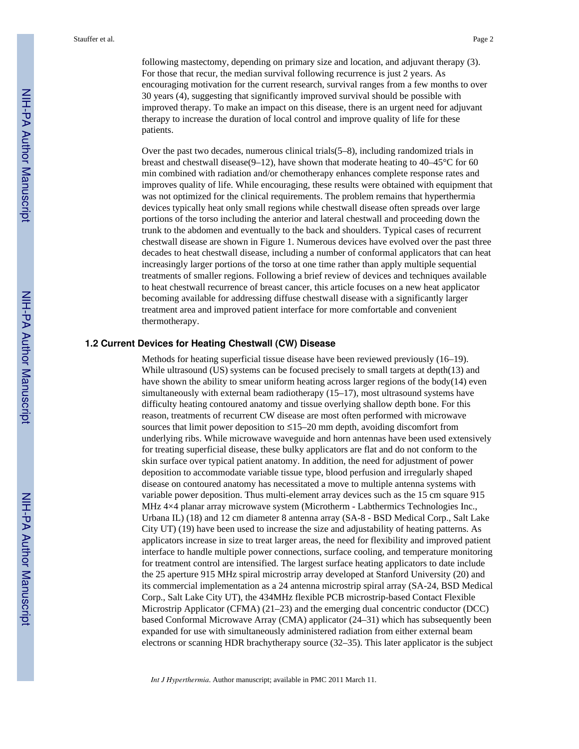following mastectomy, depending on primary size and location, and adjuvant therapy (3). For those that recur, the median survival following recurrence is just 2 years. As encouraging motivation for the current research, survival ranges from a few months to over 30 years (4), suggesting that significantly improved survival should be possible with improved therapy. To make an impact on this disease, there is an urgent need for adjuvant therapy to increase the duration of local control and improve quality of life for these patients.

Over the past two decades, numerous clinical trials(5–8), including randomized trials in breast and chestwall disease(9–12), have shown that moderate heating to 40–45°C for 60 min combined with radiation and/or chemotherapy enhances complete response rates and improves quality of life. While encouraging, these results were obtained with equipment that was not optimized for the clinical requirements. The problem remains that hyperthermia devices typically heat only small regions while chestwall disease often spreads over large portions of the torso including the anterior and lateral chestwall and proceeding down the trunk to the abdomen and eventually to the back and shoulders. Typical cases of recurrent chestwall disease are shown in Figure 1. Numerous devices have evolved over the past three decades to heat chestwall disease, including a number of conformal applicators that can heat increasingly larger portions of the torso at one time rather than apply multiple sequential treatments of smaller regions. Following a brief review of devices and techniques available to heat chestwall recurrence of breast cancer, this article focuses on a new heat applicator becoming available for addressing diffuse chestwall disease with a significantly larger treatment area and improved patient interface for more comfortable and convenient thermotherapy.

### 1.2 Current Devices for Heating Chestwall (CW) Disease

Methods for heating superficial tissue disease have been reviewed previously (16–19). While ultrasound (US) systems can be focused precisely to small targets at depth(13) and have shown the ability to smear uniform heating across larger regions of the body(14) even simultaneously with external beam radiotherapy (15–17), most ultrasound systems have difficulty heating contoured anatomy and tissue overlying shallow depth bone. For this reason, treatments of recurrent CW disease are most often performed with microwave sources that limit power deposition to ≤15–20 mm depth, avoiding discomfort from underlying ribs. While microwave waveguide and horn antennas have been used extensively for treating superficial disease, these bulky applicators are flat and do not conform to the skin surface over typical patient anatomy. In addition, the need for adjustment of power deposition to accommodate variable tissue type, blood perfusion and irregularly shaped disease on contoured anatomy has necessitated a move to multiple antenna systems with variable power deposition. Thus multi-element array devices such as the 15 cm square 915 MHz 4×4 planar array microwave system (Microtherm - Labthermics Technologies Inc., Urbana IL) (18) and 12 cm diameter 8 antenna array (SA-8 - BSD Medical Corp., Salt Lake City UT) (19) have been used to increase the size and adjustability of heating patterns. As applicators increase in size to treat larger areas, the need for flexibility and improved patient interface to handle multiple power connections, surface cooling, and temperature monitoring for treatment control are intensified. The largest surface heating applicators to date include the 25 aperture 915 MHz spiral microstrip array developed at Stanford University (20) and its commercial implementation as a 24 antenna microstrip spiral array (SA-24, BSD Medical Corp., Salt Lake City UT), the 434MHz flexible PCB microstrip-based Contact Flexible Microstrip Applicator (CFMA) (21–23) and the emerging dual concentric conductor (DCC) based Conformal Microwave Array (CMA) applicator (24–31) which has subsequently been expanded for use with simultaneously administered radiation from either external beam electrons or scanning HDR brachytherapy source (32–35). This later applicator is the subject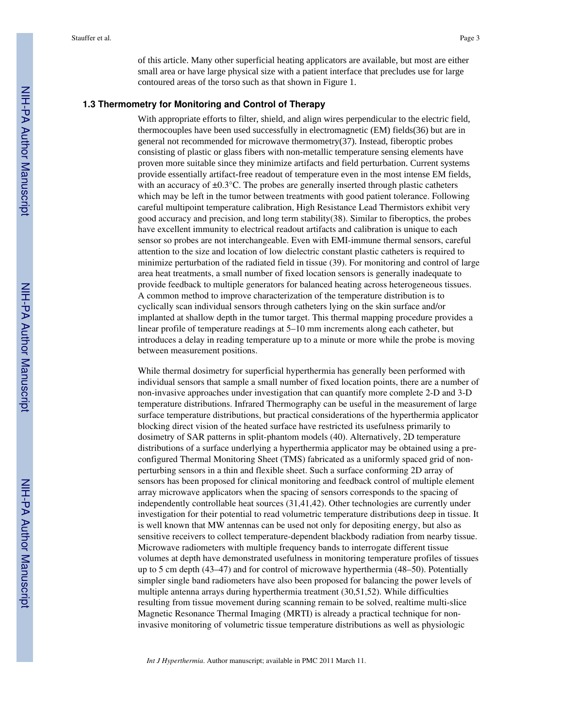of this article. Many other superficial heating applicators are available, but most are either small area or have large physical size with a patient interface that precludes use for large contoured areas of the torso such as that shown in Figure 1.

### 1.3 Thermometry for Monitoring and Control of Therapy

With appropriate efforts to filter, shield, and align wires perpendicular to the electric field, thermocouples have been used successfully in electromagnetic (EM) fields(36) but are in general not recommended for microwave thermometry(37). Instead, fiberoptic probes consisting of plastic or glass fibers with non-metallic temperature sensing elements have proven more suitable since they minimize artifacts and field perturbation. Current systems provide essentially artifact-free readout of temperature even in the most intense EM fields, with an accuracy of ±0.3°C. The probes are generally inserted through plastic catheters which may be left in the tumor between treatments with good patient tolerance. Following careful multipoint temperature calibration, High Resistance Lead Thermistors exhibit very good accuracy and precision, and long term stability(38). Similar to fiberoptics, the probes have excellent immunity to electrical readout artifacts and calibration is unique to each sensor so probes are not interchangeable. Even with EMI-immune thermal sensors, careful attention to the size and location of low dielectric constant plastic catheters is required to minimize perturbation of the radiated field in tissue (39). For monitoring and control of large area heat treatments, a small number of fixed location sensors is generally inadequate to provide feedback to multiple generators for balanced heating across heterogeneous tissues. A common method to improve characterization of the temperature distribution is to cyclically scan individual sensors through catheters lying on the skin surface and/or implanted at shallow depth in the tumor target. This thermal mapping procedure provides a linear profile of temperature readings at 5–10 mm increments along each catheter, but introduces a delay in reading temperature up to a minute or more while the probe is moving between measurement positions.

While thermal dosimetry for superficial hyperthermia has generally been performed with individual sensors that sample a small number of fixed location points, there are a number of non-invasive approaches under investigation that can quantify more complete 2-D and 3-D temperature distributions. Infrared Thermography can be useful in the measurement of large surface temperature distributions, but practical considerations of the hyperthermia applicator blocking direct vision of the heated surface have restricted its usefulness primarily to dosimetry of SAR patterns in split-phantom models (40). Alternatively, 2D temperature distributions of a surface underlying a hyperthermia applicator may be obtained using a pre-configured Thermal Monitoring Sheet (TMS) fabricated as a uniformly spaced grid of non-perturbing sensors in a thin and flexible sheet. Such a surface conforming 2D array of sensors has been proposed for clinical monitoring and feedback control of multiple element array microwave applicators when the spacing of sensors corresponds to the spacing of independently controllable heat sources (31,41,42). Other technologies are currently under investigation for their potential to read volumetric temperature distributions deep in tissue. It is well known that MW antennas can be used not only for depositing energy, but also as sensitive receivers to collect temperature-dependent blackbody radiation from nearby tissue. Microwave radiometers with multiple frequency bands to interrogate different tissue volumes at depth have demonstrated usefulness in monitoring temperature profiles of tissues up to 5 cm depth (43–47) and for control of microwave hyperthermia (48–50). Potentially simpler single band radiometers have also been proposed for balancing the power levels of multiple antenna arrays during hyperthermia treatment (30,51,52). While difficulties resulting from tissue movement during scanning remain to be solved, realtime multi-slice Magnetic Resonance Thermal Imaging (MRTI) is already a practical technique for non-invasive monitoring of volumetric tissue temperature distributions as well as physiologic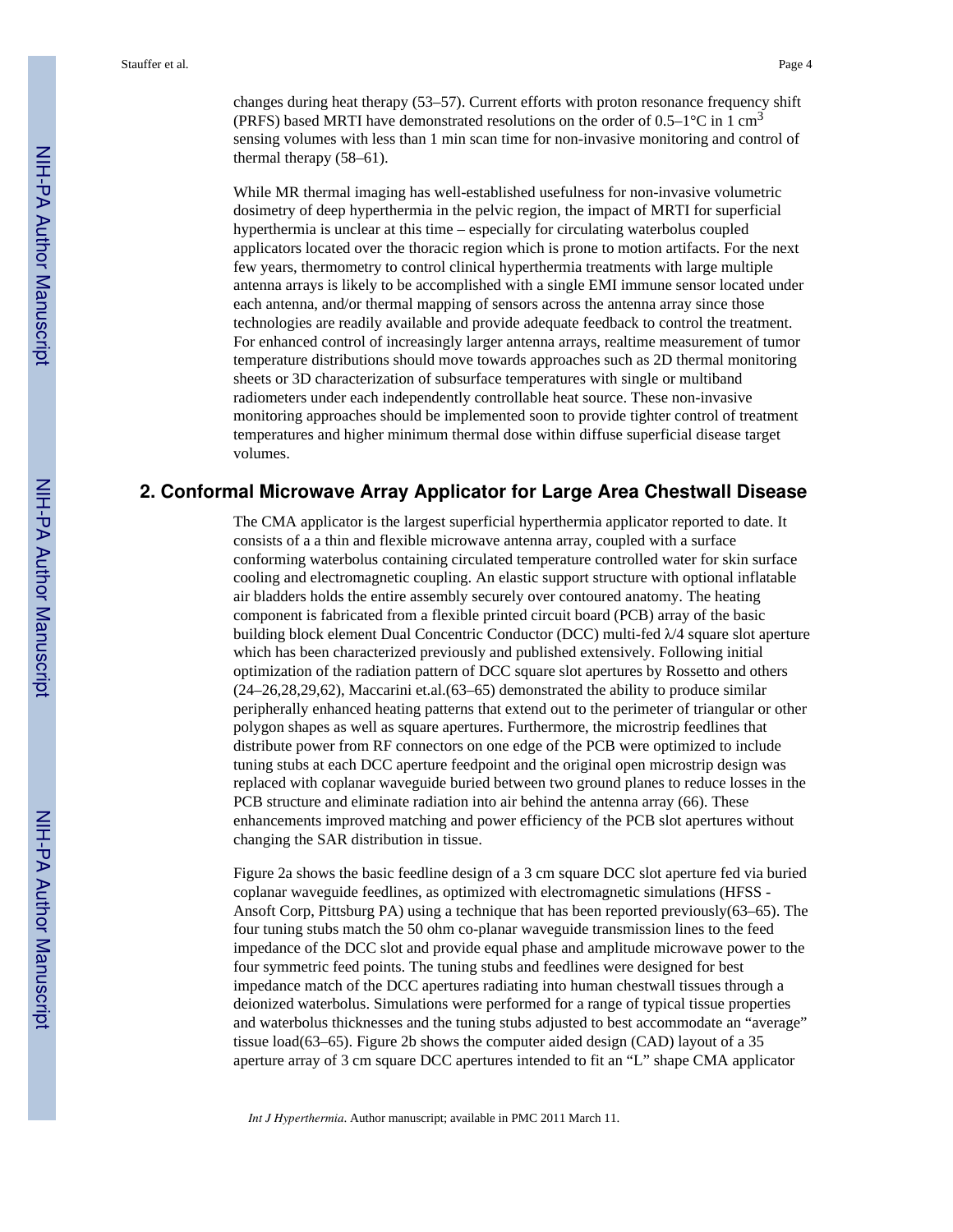changes during heat therapy (53–57). Current efforts with proton resonance frequency shift (PRFS) based MRTI have demonstrated resolutions on the order of 0.5–1°C in 1 $cm^3$ sensing volumes with less than 1 min scan time for non-invasive monitoring and control of thermal therapy (58–61).

While MR thermal imaging has well-established usefulness for non-invasive volumetric dosimetry of deep hyperthermia in the pelvic region, the impact of MRTI for superficial hyperthermia is unclear at this time – especially for circulating waterbolus coupled applicators located over the thoracic region which is prone to motion artifacts. For the next few years, thermometry to control clinical hyperthermia treatments with large multiple antenna arrays is likely to be accomplished with a single EMI immune sensor located under each antenna, and/or thermal mapping of sensors across the antenna array since those technologies are readily available and provide adequate feedback to control the treatment. For enhanced control of increasingly larger antenna arrays, realtime measurement of tumor temperature distributions should move towards approaches such as 2D thermal monitoring sheets or 3D characterization of subsurface temperatures with single or multiband radiometers under each independently controllable heat source. These non-invasive monitoring approaches should be implemented soon to provide tighter control of treatment temperatures and higher minimum thermal dose within diffuse superficial disease target volumes.

## 2. Conformal Microwave Array Applicator for Large Area Chestwall Disease

The CMA applicator is the largest superficial hyperthermia applicator reported to date. It consists of a a thin and flexible microwave antenna array, coupled with a surface conforming waterbolus containing circulated temperature controlled water for skin surface cooling and electromagnetic coupling. An elastic support structure with optional inflatable air bladders holds the entire assembly securely over contoured anatomy. The heating component is fabricated from a flexible printed circuit board (PCB) array of the basic building block element Dual Concentric Conductor (DCC) multi-fed $\lambda/4$ square slot aperture which has been characterized previously and published extensively. Following initial optimization of the radiation pattern of DCC square slot apertures by Rossetto and others (24–26,28,29,62), Maccarini et.al.(63–65) demonstrated the ability to produce similar peripherally enhanced heating patterns that extend out to the perimeter of triangular or other polygon shapes as well as square apertures. Furthermore, the microstrip feedlines that distribute power from RF connectors on one edge of the PCB were optimized to include tuning stubs at each DCC aperture feedpoint and the original open microstrip design was replaced with coplanar waveguide buried between two ground planes to reduce losses in the PCB structure and eliminate radiation into air behind the antenna array (66). These enhancements improved matching and power efficiency of the PCB slot apertures without changing the SAR distribution in tissue.

Figure 2a shows the basic feedline design of a 3 cm square DCC slot aperture fed via buried coplanar waveguide feedlines, as optimized with electromagnetic simulations (HFSS - Ansoft Corp, Pittsburg PA) using a technique that has been reported previously(63–65). The four tuning stubs match the 50 ohm co-planar waveguide transmission lines to the feed impedance of the DCC slot and provide equal phase and amplitude microwave power to the four symmetric feed points. The tuning stubs and feedlines were designed for best impedance match of the DCC apertures radiating into human chestwall tissues through a deionized waterbolus. Simulations were performed for a range of typical tissue properties and waterbolus thicknesses and the tuning stubs adjusted to best accommodate an "average" tissue load(63–65). Figure 2b shows the computer aided design (CAD) layout of a 35 aperture array of 3 cm square DCC apertures intended to fit an "L" shape CMA applicator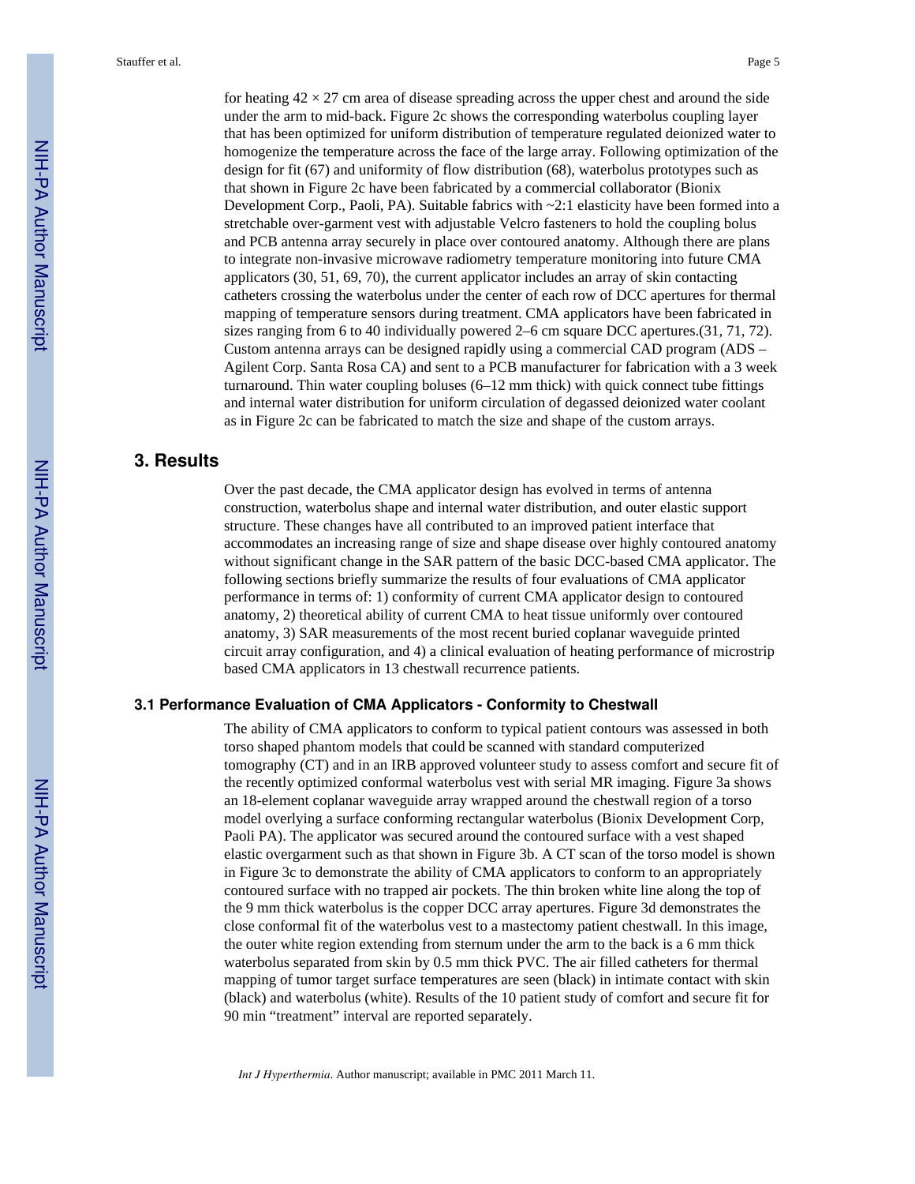for heating $42 \times 27$ cm area of disease spreading across the upper chest and around the side under the arm to mid-back. Figure 2c shows the corresponding waterbolus coupling layer that has been optimized for uniform distribution of temperature regulated deionized water to homogenize the temperature across the face of the large array. Following optimization of the design for fit (67) and uniformity of flow distribution (68), waterbolus prototypes such as that shown in Figure 2c have been fabricated by a commercial collaborator (Bionix Development Corp., Paoli, PA). Suitable fabrics with ~2:1 elasticity have been formed into a stretchable over-garment vest with adjustable Velcro fasteners to hold the coupling bolus and PCB antenna array securely in place over contoured anatomy. Although there are plans to integrate non-invasive microwave radiometry temperature monitoring into future CMA applicators (30, 51, 69, 70), the current applicator includes an array of skin contacting catheters crossing the waterbolus under the center of each row of DCC apertures for thermal mapping of temperature sensors during treatment. CMA applicators have been fabricated in sizes ranging from 6 to 40 individually powered 2–6 cm square DCC apertures.(31, 71, 72). Custom antenna arrays can be designed rapidly using a commercial CAD program (ADS – Agilent Corp. Santa Rosa CA) and sent to a PCB manufacturer for fabrication with a 3 week turnaround. Thin water coupling boluses (6–12 mm thick) with quick connect tube fittings and internal water distribution for uniform circulation of degassed deionized water coolant as in Figure 2c can be fabricated to match the size and shape of the custom arrays.

## 3. Results

Over the past decade, the CMA applicator design has evolved in terms of antenna construction, waterbolus shape and internal water distribution, and outer elastic support structure. These changes have all contributed to an improved patient interface that accommodates an increasing range of size and shape disease over highly contoured anatomy without significant change in the SAR pattern of the basic DCC-based CMA applicator. The following sections briefly summarize the results of four evaluations of CMA applicator performance in terms of: 1) conformity of current CMA applicator design to contoured anatomy, 2) theoretical ability of current CMA to heat tissue uniformly over contoured anatomy, 3) SAR measurements of the most recent buried coplanar waveguide printed circuit array configuration, and 4) a clinical evaluation of heating performance of microstrip based CMA applicators in 13 chestwall recurrence patients.

### 3.1 Performance Evaluation of CMA Applicators - Conformity to Chestwall

The ability of CMA applicators to conform to typical patient contours was assessed in both torso shaped phantom models that could be scanned with standard computerized tomography (CT) and in an IRB approved volunteer study to assess comfort and secure fit of the recently optimized conformal waterbolus vest with serial MR imaging. Figure 3a shows an 18-element coplanar waveguide array wrapped around the chestwall region of a torso model overlying a surface conforming rectangular waterbolus (Bionix Development Corp, Paoli PA). The applicator was secured around the contoured surface with a vest shaped elastic overgarment such as that shown in Figure 3b. A CT scan of the torso model is shown in Figure 3c to demonstrate the ability of CMA applicators to conform to an appropriately contoured surface with no trapped air pockets. The thin broken white line along the top of the 9 mm thick waterbolus is the copper DCC array apertures. Figure 3d demonstrates the close conformal fit of the waterbolus vest to a mastectomy patient chestwall. In this image, the outer white region extending from sternum under the arm to the back is a 6 mm thick waterbolus separated from skin by 0.5 mm thick PVC. The air filled catheters for thermal mapping of tumor target surface temperatures are seen (black) in intimate contact with skin (black) and waterbolus (white). Results of the 10 patient study of comfort and secure fit for 90 min "treatment" interval are reported separately.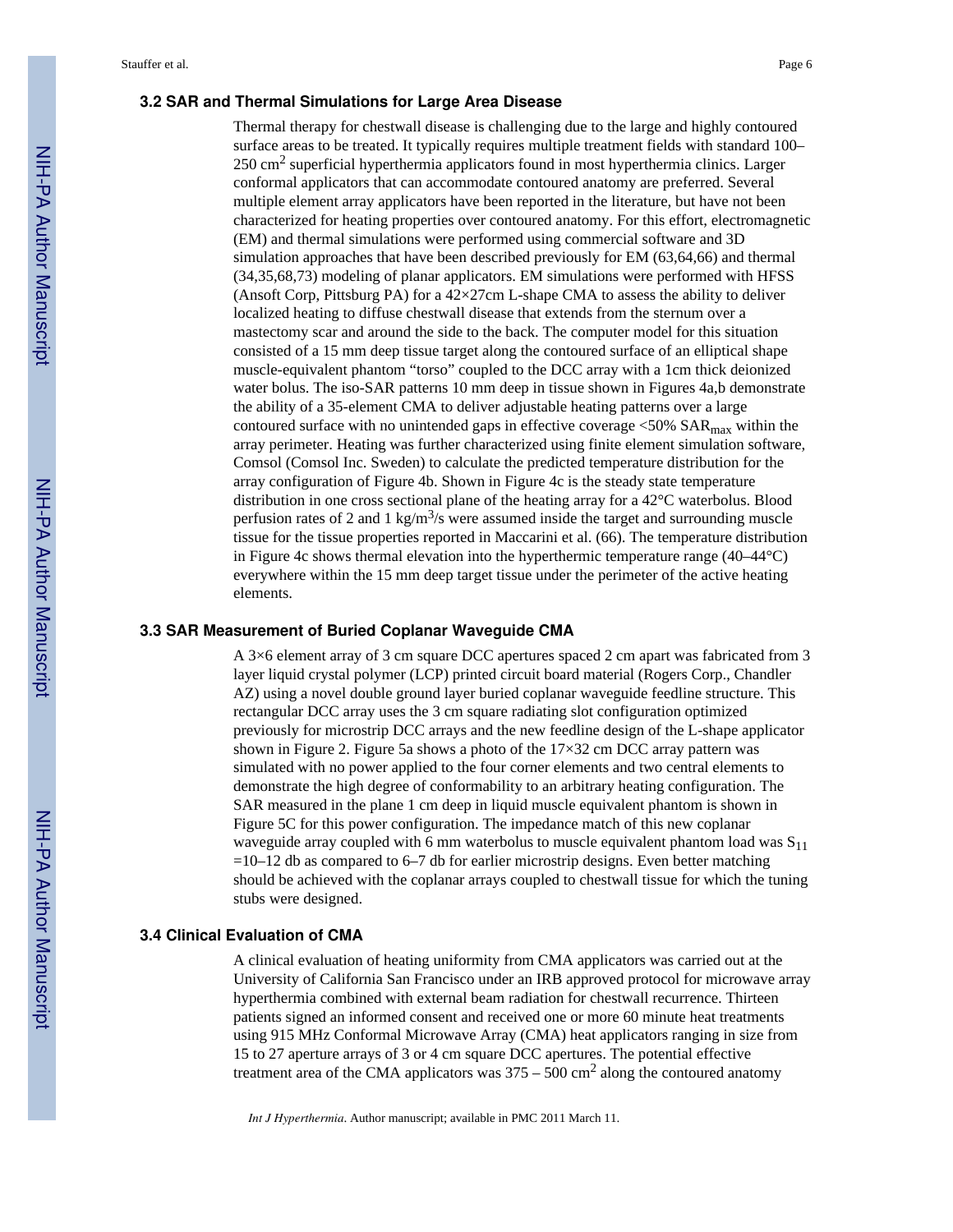### 3.2 SAR and Thermal Simulations for Large Area Disease

Thermal therapy for chestwall disease is challenging due to the large and highly contoured surface areas to be treated. It typically requires multiple treatment fields with standard 100–250 $cm^2$ superficial hyperthermia applicators found in most hyperthermia clinics. Larger conformal applicators that can accommodate contoured anatomy are preferred. Several multiple element array applicators have been reported in the literature, but have not been characterized for heating properties over contoured anatomy. For this effort, electromagnetic (EM) and thermal simulations were performed using commercial software and 3D simulation approaches that have been described previously for EM (63,64,66) and thermal (34,35,68,73) modeling of planar applicators. EM simulations were performed with HFSS (Ansoft Corp, Pittsburg PA) for a 42×27cm L-shape CMA to assess the ability to deliver localized heating to diffuse chestwall disease that extends from the sternum over a mastectomy scar and around the side to the back. The computer model for this situation consisted of a 15 mm deep tissue target along the contoured surface of an elliptical shape muscle-equivalent phantom "torso" coupled to the DCC array with a 1cm thick deionized water bolus. The iso-SAR patterns 10 mm deep in tissue shown in Figures 4a,b demonstrate the ability of a 35-element CMA to deliver adjustable heating patterns over a large contoured surface with no unintended gaps in effective coverage <50% $SAR_{max}$ within the array perimeter. Heating was further characterized using finite element simulation software, Comsol (Comsol Inc. Sweden) to calculate the predicted temperature distribution for the array configuration of Figure 4b. Shown in Figure 4c is the steady state temperature distribution in one cross sectional plane of the heating array for a 42°C waterbolus. Blood perfusion rates of 2 and 1 $kg/m^3/s$ were assumed inside the target and surrounding muscle tissue for the tissue properties reported in Maccarini et al. (66). The temperature distribution in Figure 4c shows thermal elevation into the hyperthermic temperature range (40–44°C) everywhere within the 15 mm deep target tissue under the perimeter of the active heating elements.

### 3.3 SAR Measurement of Buried Coplanar Waveguide CMA

A 3×6 element array of 3 cm square DCC apertures spaced 2 cm apart was fabricated from 3 layer liquid crystal polymer (LCP) printed circuit board material (Rogers Corp., Chandler AZ) using a novel double ground layer buried coplanar waveguide feedline structure. This rectangular DCC array uses the 3 cm square radiating slot configuration optimized previously for microstrip DCC arrays and the new feedline design of the L-shape applicator shown in Figure 2. Figure 5a shows a photo of the 17×32 cm DCC array pattern was simulated with no power applied to the four corner elements and two central elements to demonstrate the high degree of conformability to an arbitrary heating configuration. The SAR measured in the plane 1 cm deep in liquid muscle equivalent phantom is shown in Figure 5C for this power configuration. The impedance match of this new coplanar waveguide array coupled with 6 mm waterbolus to muscle equivalent phantom load was $S_{11}$ =10–12 db as compared to 6–7 db for earlier microstrip designs. Even better matching should be achieved with the coplanar arrays coupled to chestwall tissue for which the tuning stubs were designed.

### 3.4 Clinical Evaluation of CMA

A clinical evaluation of heating uniformity from CMA applicators was carried out at the University of California San Francisco under an IRB approved protocol for microwave array hyperthermia combined with external beam radiation for chestwall recurrence. Thirteen patients signed an informed consent and received one or more 60 minute heat treatments using 915 MHz Conformal Microwave Array (CMA) heat applicators ranging in size from 15 to 27 aperture arrays of 3 or 4 cm square DCC apertures. The potential effective treatment area of the CMA applicators was 375 – 500 $cm^2$ along the contoured anatomy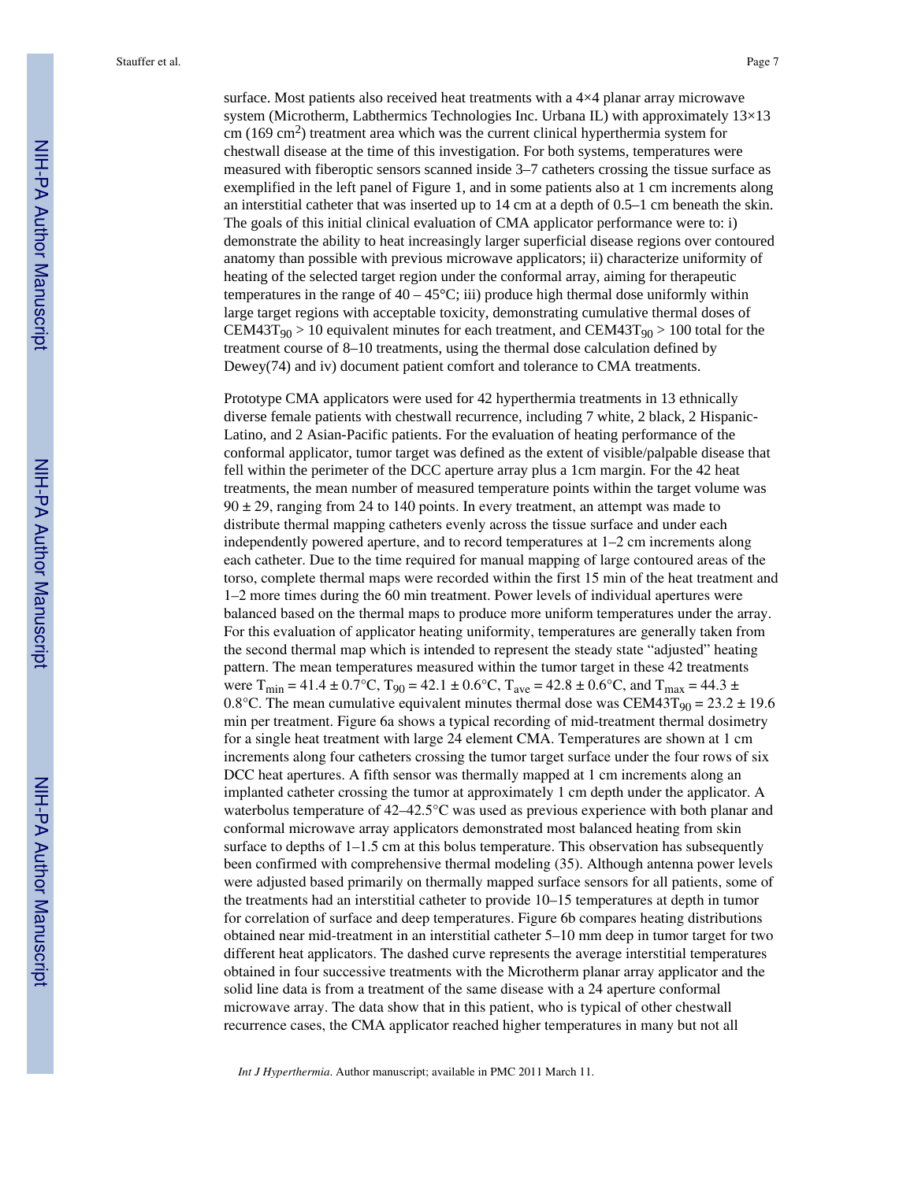surface. Most patients also received heat treatments with a 4×4 planar array microwave system (Microtherm, Labthermics Technologies Inc. Urbana IL) with approximately 13×13 cm (169 $cm^2$) treatment area which was the current clinical hyperthermia system for chestwall disease at the time of this investigation. For both systems, temperatures were measured with fiberoptic sensors scanned inside 3–7 catheters crossing the tissue surface as exemplified in the left panel of Figure 1, and in some patients also at 1 cm increments along an interstitial catheter that was inserted up to 14 cm at a depth of 0.5–1 cm beneath the skin. The goals of this initial clinical evaluation of CMA applicator performance were to: i) demonstrate the ability to heat increasingly larger superficial disease regions over contoured anatomy than possible with previous microwave applicators; ii) characterize uniformity of heating of the selected target region under the conformal array, aiming for therapeutic temperatures in the range of 40 – 45°C; iii) produce high thermal dose uniformly within large target regions with acceptable toxicity, demonstrating cumulative thermal doses of $CEM43T_{90} > 10$ equivalent minutes for each treatment, and $CEM43T_{90} > 100$ total for the treatment course of 8–10 treatments, using the thermal dose calculation defined by Dewey(74) and iv) document patient comfort and tolerance to CMA treatments.

Prototype CMA applicators were used for 42 hyperthermia treatments in 13 ethnically diverse female patients with chestwall recurrence, including 7 white, 2 black, 2 Hispanic-Latino, and 2 Asian-Pacific patients. For the evaluation of heating performance of the conformal applicator, tumor target was defined as the extent of visible/palpable disease that fell within the perimeter of the DCC aperture array plus a 1cm margin. For the 42 heat treatments, the mean number of measured temperature points within the target volume was 90 ± 29, ranging from 24 to 140 points. In every treatment, an attempt was made to distribute thermal mapping catheters evenly across the tissue surface and under each independently powered aperture, and to record temperatures at 1–2 cm increments along each catheter. Due to the time required for manual mapping of large contoured areas of the torso, complete thermal maps were recorded within the first 15 min of the heat treatment and 1–2 more times during the 60 min treatment. Power levels of individual apertures were balanced based on the thermal maps to produce more uniform temperatures under the array. For this evaluation of applicator heating uniformity, temperatures are generally taken from the second thermal map which is intended to represent the steady state "adjusted" heating pattern. The mean temperatures measured within the tumor target in these 42 treatments were $T_{min} = 41.4 \pm 0.7$°C, $T_{90} = 42.1 \pm 0.6$°C, $T_{ave} = 42.8 \pm 0.6$°C, and $T_{max} = 44.3 \pm 0.8$°C. The mean cumulative equivalent minutes thermal dose was $CEM43T_{90} = 23.2 \pm 19.6$ min per treatment. Figure 6a shows a typical recording of mid-treatment thermal dosimetry for a single heat treatment with large 24 element CMA. Temperatures are shown at 1 cm increments along four catheters crossing the tumor target surface under the four rows of six DCC heat apertures. A fifth sensor was thermally mapped at 1 cm increments along an implanted catheter crossing the tumor at approximately 1 cm depth under the applicator. A waterbolus temperature of 42–42.5°C was used as previous experience with both planar and conformal microwave array applicators demonstrated most balanced heating from skin surface to depths of 1–1.5 cm at this bolus temperature. This observation has subsequently been confirmed with comprehensive thermal modeling (35). Although antenna power levels were adjusted based primarily on thermally mapped surface sensors for all patients, some of the treatments had an interstitial catheter to provide 10–15 temperatures at depth in tumor for correlation of surface and deep temperatures. Figure 6b compares heating distributions obtained near mid-treatment in an interstitial catheter 5–10 mm deep in tumor target for two different heat applicators. The dashed curve represents the average interstitial temperatures obtained in four successive treatments with the Microtherm planar array applicator and the solid line data is from a treatment of the same disease with a 24 aperture conformal microwave array. The data show that in this patient, who is typical of other chestwall recurrence cases, the CMA applicator reached higher temperatures in many but not all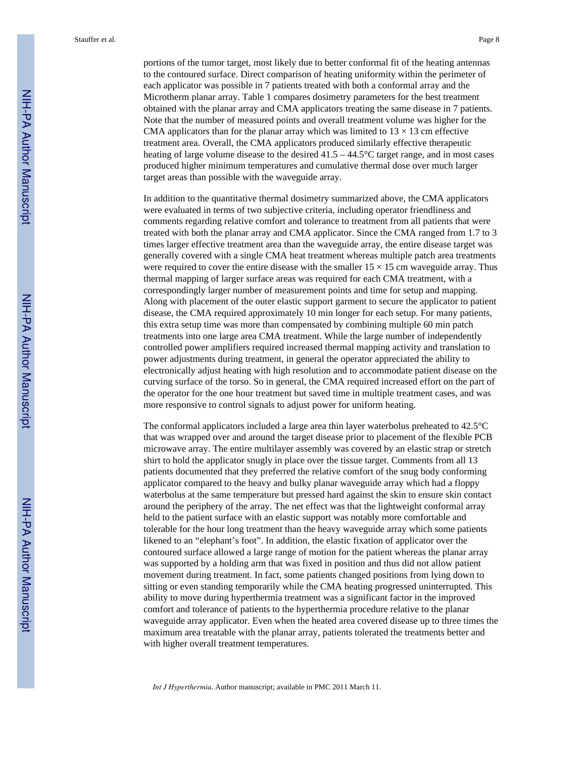portions of the tumor target, most likely due to better conformal fit of the heating antennas to the contoured surface. Direct comparison of heating uniformity within the perimeter of each applicator was possible in 7 patients treated with both a conformal array and the Microtherm planar array. Table 1 compares dosimetry parameters for the best treatment obtained with the planar array and CMA applicators treating the same disease in 7 patients. Note that the number of measured points and overall treatment volume was higher for the CMA applicators than for the planar array which was limited to $13 \times 13$ cm effective treatment area. Overall, the CMA applicators produced similarly effective therapeutic heating of large volume disease to the desired 41.5 – 44.5°C target range, and in most cases produced higher minimum temperatures and cumulative thermal dose over much larger target areas than possible with the waveguide array.

In addition to the quantitative thermal dosimetry summarized above, the CMA applicators were evaluated in terms of two subjective criteria, including operator friendliness and comments regarding relative comfort and tolerance to treatment from all patients that were treated with both the planar array and CMA applicator. Since the CMA ranged from 1.7 to 3 times larger effective treatment area than the waveguide array, the entire disease target was generally covered with a single CMA heat treatment whereas multiple patch area treatments were required to cover the entire disease with the smaller $15 \times 15$ cm waveguide array. Thus thermal mapping of larger surface areas was required for each CMA treatment, with a correspondingly larger number of measurement points and time for setup and mapping. Along with placement of the outer elastic support garment to secure the applicator to patient disease, the CMA required approximately 10 min longer for each setup. For many patients, this extra setup time was more than compensated by combining multiple 60 min patch treatments into one large area CMA treatment. While the large number of independently controlled power amplifiers required increased thermal mapping activity and translation to power adjustments during treatment, in general the operator appreciated the ability to electronically adjust heating with high resolution and to accommodate patient disease on the curving surface of the torso. So in general, the CMA required increased effort on the part of the operator for the one hour treatment but saved time in multiple treatment cases, and was more responsive to control signals to adjust power for uniform heating.

The conformal applicators included a large area thin layer waterbolus preheated to 42.5°C that was wrapped over and around the target disease prior to placement of the flexible PCB microwave array. The entire multilayer assembly was covered by an elastic strap or stretch shirt to hold the applicator snugly in place over the tissue target. Comments from all 13 patients documented that they preferred the relative comfort of the snug body conforming applicator compared to the heavy and bulky planar waveguide array which had a floppy waterbolus at the same temperature but pressed hard against the skin to ensure skin contact around the periphery of the array. The net effect was that the lightweight conformal array held to the patient surface with an elastic support was notably more comfortable and tolerable for the hour long treatment than the heavy waveguide array which some patients likened to an "elephant's foot". In addition, the elastic fixation of applicator over the contoured surface allowed a large range of motion for the patient whereas the planar array was supported by a holding arm that was fixed in position and thus did not allow patient movement during treatment. In fact, some patients changed positions from lying down to sitting or even standing temporarily while the CMA heating progressed uninterrupted. This ability to move during hyperthermia treatment was a significant factor in the improved comfort and tolerance of patients to the hyperthermia procedure relative to the planar waveguide array applicator. Even when the heated area covered disease up to three times the maximum area treatable with the planar array, patients tolerated the treatments better and with higher overall treatment temperatures.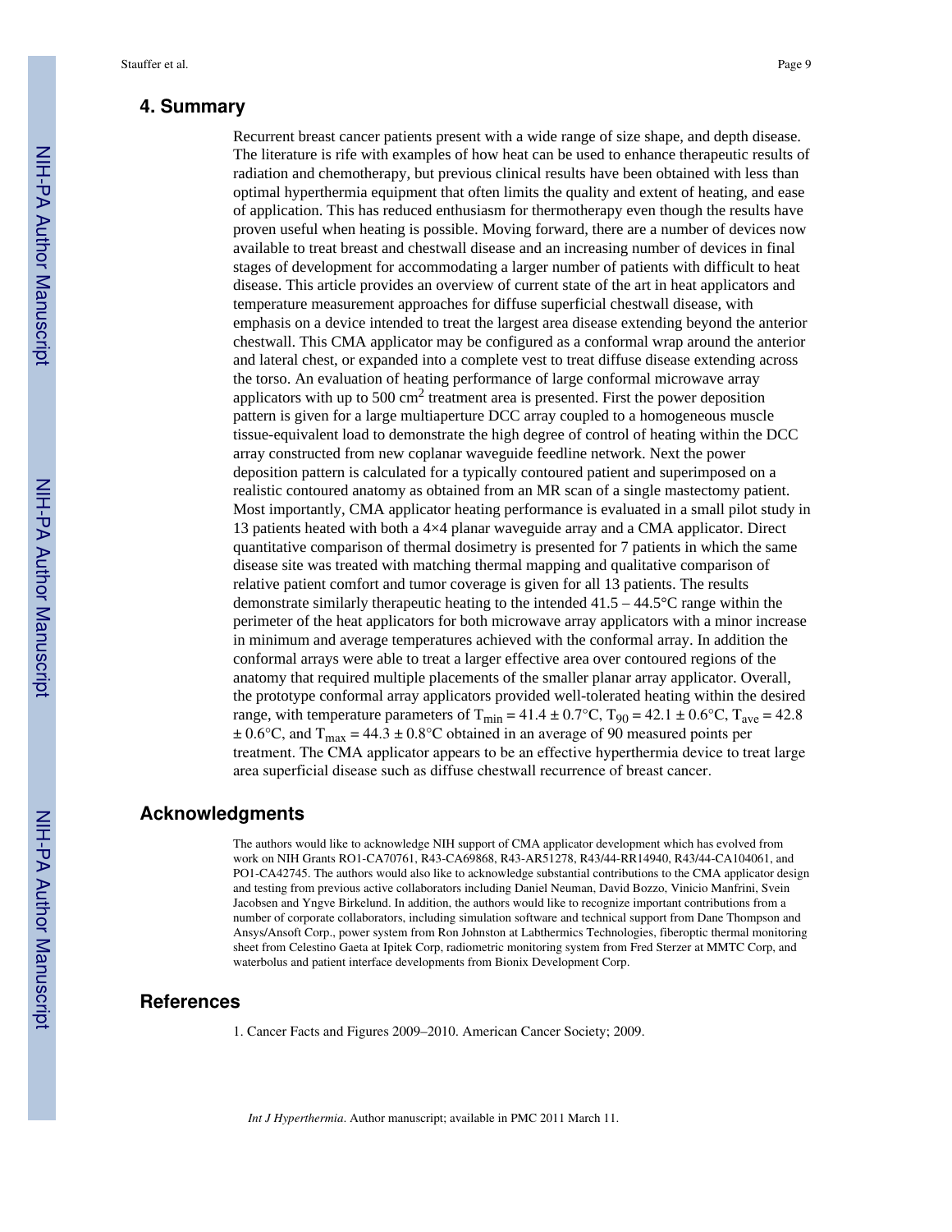## 4. Summary

Recurrent breast cancer patients present with a wide range of size shape, and depth disease. The literature is rife with examples of how heat can be used to enhance therapeutic results of radiation and chemotherapy, but previous clinical results have been obtained with less than optimal hyperthermia equipment that often limits the quality and extent of heating, and ease of application. This has reduced enthusiasm for thermotherapy even though the results have proven useful when heating is possible. Moving forward, there are a number of devices now available to treat breast and chestwall disease and an increasing number of devices in final stages of development for accommodating a larger number of patients with difficult to heat disease. This article provides an overview of current state of the art in heat applicators and temperature measurement approaches for diffuse superficial chestwall disease, with emphasis on a device intended to treat the largest area disease extending beyond the anterior chestwall. This CMA applicator may be configured as a conformal wrap around the anterior and lateral chest, or expanded into a complete vest to treat diffuse disease extending across the torso. An evaluation of heating performance of large conformal microwave array applicators with up to 500 $cm^2$ treatment area is presented. First the power deposition pattern is given for a large multiaperture DCC array coupled to a homogeneous muscle tissue-equivalent load to demonstrate the high degree of control of heating within the DCC array constructed from new coplanar waveguide feedline network. Next the power deposition pattern is calculated for a typically contoured patient and superimposed on a realistic contoured anatomy as obtained from an MR scan of a single mastectomy patient. Most importantly, CMA applicator heating performance is evaluated in a small pilot study in 13 patients heated with both a 4×4 planar waveguide array and a CMA applicator. Direct quantitative comparison of thermal dosimetry is presented for 7 patients in which the same disease site was treated with matching thermal mapping and qualitative comparison of relative patient comfort and tumor coverage is given for all 13 patients. The results demonstrate similarly therapeutic heating to the intended 41.5 – 44.5°C range within the perimeter of the heat applicators for both microwave array applicators with a minor increase in minimum and average temperatures achieved with the conformal array. In addition the conformal arrays were able to treat a larger effective area over contoured regions of the anatomy that required multiple placements of the smaller planar array applicator. Overall, the prototype conformal array applicators provided well-tolerated heating within the desired range, with temperature parameters of $T_{min} = 41.4 \pm 0.7$°C, $T_{90} = 42.1 \pm 0.6$°C, $T_{ave} = 42.8 \pm 0.6$°C, and $T_{max} = 44.3 \pm 0.8$°C obtained in an average of 90 measured points per treatment. The CMA applicator appears to be an effective hyperthermia device to treat large area superficial disease such as diffuse chestwall recurrence of breast cancer.

## Acknowledgments

The authors would like to acknowledge NIH support of CMA applicator development which has evolved from work on NIH Grants RO1-CA70761, R43-CA69868, R43-AR51278, R43/44-RR14940, R43/44-CA104061, and PO1-CA42745. The authors would also like to acknowledge substantial contributions to the CMA applicator design and testing from previous active collaborators including Daniel Neuman, David Bozzo, Vinicio Manfrini, Svein Jacobsen and Yngve Birkelund. In addition, the authors would like to recognize important contributions from a number of corporate collaborators, including simulation software and technical support from Dane Thompson and Ansys/Ansoft Corp., power system from Ron Johnston at Labthermics Technologies, fiberoptic thermal monitoring sheet from Celestino Gaeta at Ipitek Corp, radiometric monitoring system from Fred Sterzer at MMTC Corp, and waterbolus and patient interface developments from Bionix Development Corp.

## References

1. Cancer Facts and Figures 2009–2010. American Cancer Society; 2009.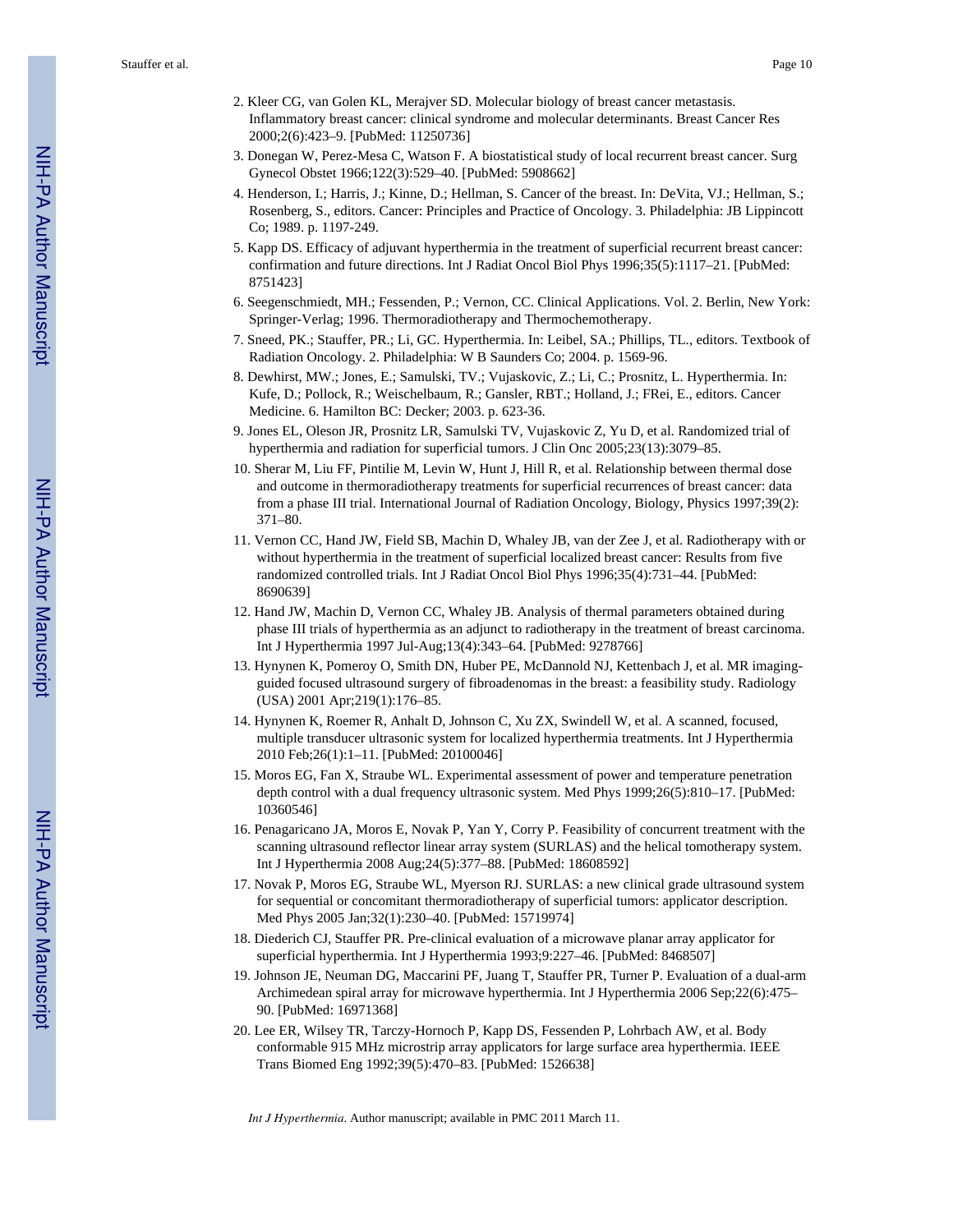2. Kleer CG, van Golen KL, Merajver SD. Molecular biology of breast cancer metastasis. Inflammatory breast cancer: clinical syndrome and molecular determinants. Breast Cancer Res 2000;2(6):423–9. [PubMed: 11250736]
3. Donegan W, Perez-Mesa C, Watson F. A biostatistical study of local recurrent breast cancer. Surg Gynecol Obstet 1966;122(3):529–40. [PubMed: 5908662]
4. Henderson, I.; Harris, J.; Kinne, D.; Hellman, S. Cancer of the breast. In: DeVita, VJ.; Hellman, S.; Rosenberg, S., editors. Cancer: Principles and Practice of Oncology. 3. Philadelphia: JB Lippincott Co; 1989. p. 1197-249.
5. Kapp DS. Efficacy of adjuvant hyperthermia in the treatment of superficial recurrent breast cancer: confirmation and future directions. Int J Radiat Oncol Biol Phys 1996;35(5):1117–21. [PubMed: 8751423]
6. Seegenschmiedt, MH.; Fessenden, P.; Vernon, CC. Clinical Applications. Vol. 2. Berlin, New York: Springer-Verlag; 1996. Thermoradiotherapy and Thermochemotherapy.
7. Sneed, PK.; Stauffer, PR.; Li, GC. Hyperthermia. In: Leibel, SA.; Phillips, TL., editors. Textbook of Radiation Oncology. 2. Philadelphia: W B Saunders Co; 2004. p. 1569-96.
8. Dewhirst, MW.; Jones, E.; Samulski, TV.; Vujaskovic, Z.; Li, C.; Prosnitz, L. Hyperthermia. In: Kufe, D.; Pollock, R.; Weischelbaum, R.; Gansler, RBT.; Holland, J.; FRei, E., editors. Cancer Medicine. 6. Hamilton BC: Decker; 2003. p. 623-36.
9. Jones EL, Oleson JR, Prosnitz LR, Samulski TV, Vujaskovic Z, Yu D, et al. Randomized trial of hyperthermia and radiation for superficial tumors. J Clin Onc 2005;23(13):3079–85.
10. Sherar M, Liu FF, Pintilie M, Levin W, Hunt J, Hill R, et al. Relationship between thermal dose and outcome in thermoradiotherapy treatments for superficial recurrences of breast cancer: data from a phase III trial. International Journal of Radiation Oncology, Biology, Physics 1997;39(2): 371–80.
11. Vernon CC, Hand JW, Field SB, Machin D, Whaley JB, van der Zee J, et al. Radiotherapy with or without hyperthermia in the treatment of superficial localized breast cancer: Results from five randomized controlled trials. Int J Radiat Oncol Biol Phys 1996;35(4):731–44. [PubMed: 8690639]
12. Hand JW, Machin D, Vernon CC, Whaley JB. Analysis of thermal parameters obtained during phase III trials of hyperthermia as an adjunct to radiotherapy in the treatment of breast carcinoma. Int J Hyperthermia 1997 Jul-Aug;13(4):343–64. [PubMed: 9278766]
13. Hynynen K, Pomeroy O, Smith DN, Huber PE, McDannold NJ, Kettenbach J, et al. MR imaging-guided focused ultrasound surgery of fibroadenomas in the breast: a feasibility study. Radiology (USA) 2001 Apr;219(1):176–85.
14. Hynynen K, Roemer R, Anhalt D, Johnson C, Xu ZX, Swindell W, et al. A scanned, focused, multiple transducer ultrasonic system for localized hyperthermia treatments. Int J Hyperthermia 2010 Feb;26(1):1–11. [PubMed: 20100046]
15. Moros EG, Fan X, Straube WL. Experimental assessment of power and temperature penetration depth control with a dual frequency ultrasonic system. Med Phys 1999;26(5):810–17. [PubMed: 10360546]
16. Penagaricano JA, Moros E, Novak P, Yan Y, Corry P. Feasibility of concurrent treatment with the scanning ultrasound reflector linear array system (SURLAS) and the helical tomotherapy system. Int J Hyperthermia 2008 Aug;24(5):377–88. [PubMed: 18608592]
17. Novak P, Moros EG, Straube WL, Myerson RJ. SURLAS: a new clinical grade ultrasound system for sequential or concomitant thermoradiotherapy of superficial tumors: applicator description. Med Phys 2005 Jan;32(1):230–40. [PubMed: 15719974]
18. Diederich CJ, Stauffer PR. Pre-clinical evaluation of a microwave planar array applicator for superficial hyperthermia. Int J Hyperthermia 1993;9:227–46. [PubMed: 8468507]
19. Johnson JE, Neuman DG, Maccarini PF, Juang T, Stauffer PR, Turner P. Evaluation of a dual-arm Archimedean spiral array for microwave hyperthermia. Int J Hyperthermia 2006 Sep;22(6):475–90. [PubMed: 16971368]
20. Lee ER, Wilsey TR, Tarczy-Hornoch P, Kapp DS, Fessenden P, Lohrbach AW, et al. Body conformable 915 MHz microstrip array applicators for large surface area hyperthermia. IEEE Trans Biomed Eng 1992;39(5):470–83. [PubMed: 1526638]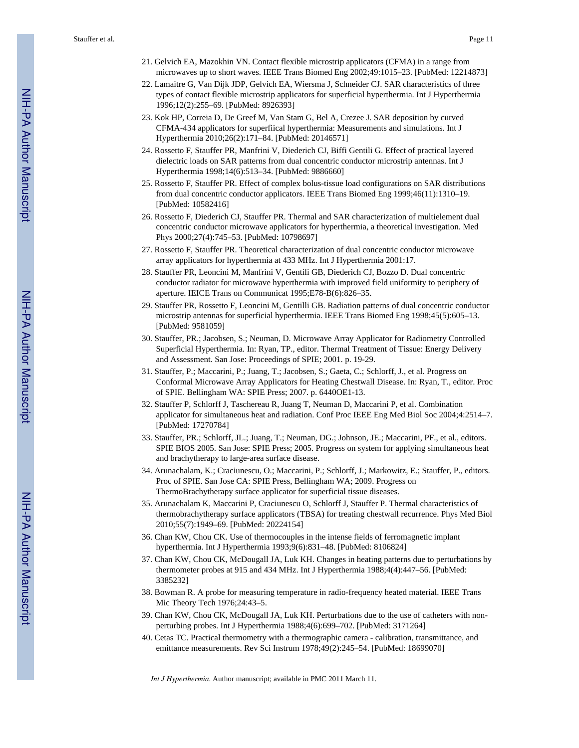21. Gelvich EA, Mazokhin VN. Contact flexible microstrip applicators (CFMA) in a range from microwaves up to short waves. IEEE Trans Biomed Eng 2002;49:1015–23. [PubMed: 12214873]
22. Lamaitre G, Van Dijk JDP, Gelvich EA, Wiersma J, Schneider CJ. SAR characteristics of three types of contact flexible microstrip applicators for superficial hyperthermia. Int J Hyperthermia 1996;12(2):255–69. [PubMed: 8926393]
23. Kok HP, Correia D, De Greef M, Van Stam G, Bel A, Crezee J. SAR deposition by curved CFMA-434 applicators for superfiical hyperthermia: Measurements and simulations. Int J Hyperthermia 2010;26(2):171–84. [PubMed: 20146571]
24. Rossetto F, Stauffer PR, Manfrini V, Diederich CJ, Biffi Gentili G. Effect of practical layered dielectric loads on SAR patterns from dual concentric conductor microstrip antennas. Int J Hyperthermia 1998;14(6):513–34. [PubMed: 9886660]
25. Rossetto F, Stauffer PR. Effect of complex bolus-tissue load configurations on SAR distributions from dual concentric conductor applicators. IEEE Trans Biomed Eng 1999;46(11):1310–19. [PubMed: 10582416]
26. Rossetto F, Diederich CJ, Stauffer PR. Thermal and SAR characterization of multielement dual concentric conductor microwave applicators for hyperthermia, a theoretical investigation. Med Phys 2000;27(4):745–53. [PubMed: 10798697]
27. Rossetto F, Stauffer PR. Theoretical characterization of dual concentric conductor microwave array applicators for hyperthermia at 433 MHz. Int J Hyperthermia 2001:17.
28. Stauffer PR, Leoncini M, Manfrini V, Gentili GB, Diederich CJ, Bozzo D. Dual concentric conductor radiator for microwave hyperthermia with improved field uniformity to periphery of aperture. IEICE Trans on Communicat 1995;E78-B(6):826–35.
29. Stauffer PR, Rossetto F, Leoncini M, Gentilli GB. Radiation patterns of dual concentric conductor microstrip antennas for superficial hyperthermia. IEEE Trans Biomed Eng 1998;45(5):605–13. [PubMed: 9581059]
30. Stauffer, PR.; Jacobsen, S.; Neuman, D. Microwave Array Applicator for Radiometry Controlled Superficial Hyperthermia. In: Ryan, TP., editor. Thermal Treatment of Tissue: Energy Delivery and Assessment. San Jose: Proceedings of SPIE; 2001. p. 19-29.
31. Stauffer, P.; Maccarini, P.; Juang, T.; Jacobsen, S.; Gaeta, C.; Schlorff, J., et al. Progress on Conformal Microwave Array Applicators for Heating Chestwall Disease. In: Ryan, T., editor. Proc of SPIE. Bellingham WA: SPIE Press; 2007. p. 6440OE1-13.
32. Stauffer P, Schlorff J, Taschereau R, Juang T, Neuman D, Maccarini P, et al. Combination applicator for simultaneous heat and radiation. Conf Proc IEEE Eng Med Biol Soc 2004;4:2514–7. [PubMed: 17270784]
33. Stauffer, PR.; Schlorff, JL.; Juang, T.; Neuman, DG.; Johnson, JE.; Maccarini, PF., et al., editors. SPIE BIOS 2005. San Jose: SPIE Press; 2005. Progress on system for applying simultaneous heat and brachytherapy to large-area surface disease.
34. Arunachalam, K.; Craciunescu, O.; Maccarini, P.; Schlorff, J.; Markowitz, E.; Stauffer, P., editors. Proc of SPIE. San Jose CA: SPIE Press, Bellingham WA; 2009. Progress on ThermoBrachytherapy surface applicator for superficial tissue diseases.
35. Arunachalam K, Maccarini P, Craciunescu O, Schlorff J, Stauffer P. Thermal characteristics of thermobrachytherapy surface applicators (TBSA) for treating chestwall recurrence. Phys Med Biol 2010;55(7):1949–69. [PubMed: 20224154]
36. Chan KW, Chou CK. Use of thermocouples in the intense fields of ferromagnetic implant hyperthermia. Int J Hyperthermia 1993;9(6):831–48. [PubMed: 8106824]
37. Chan KW, Chou CK, McDougall JA, Luk KH. Changes in heating patterns due to perturbations by thermometer probes at 915 and 434 MHz. Int J Hyperthermia 1988;4(4):447–56. [PubMed: 3385232]
38. Bowman R. A probe for measuring temperature in radio-frequency heated material. IEEE Trans Mic Theory Tech 1976;24:43–5.
39. Chan KW, Chou CK, McDougall JA, Luk KH. Perturbations due to the use of catheters with non-perturbing probes. Int J Hyperthermia 1988;4(6):699–702. [PubMed: 3171264]
40. Cetas TC. Practical thermometry with a thermographic camera - calibration, transmittance, and emittance measurements. Rev Sci Instrum 1978;49(2):245–54. [PubMed: 18699070]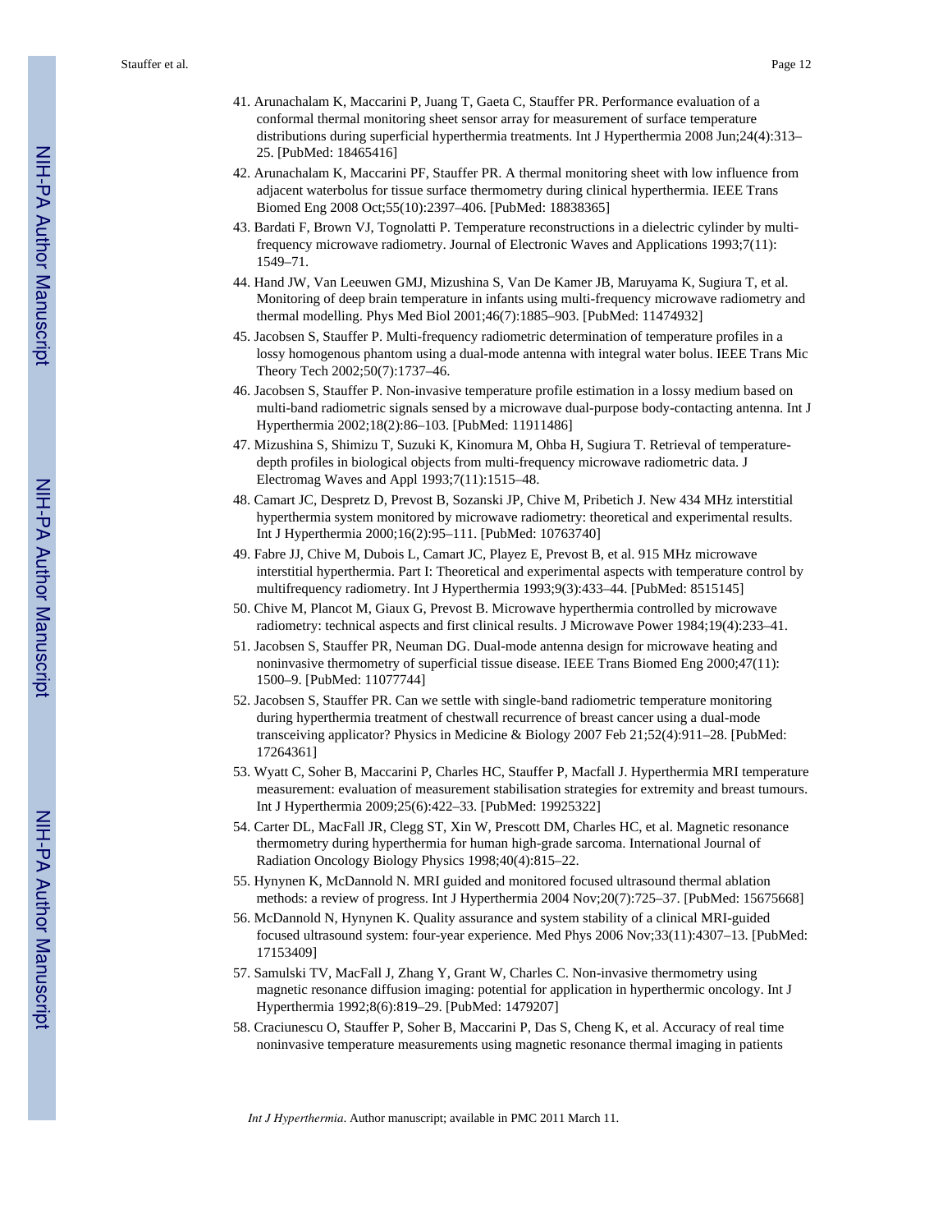41. Arunachalam K, Maccarini P, Juang T, Gaeta C, Stauffer PR. Performance evaluation of a conformal thermal monitoring sheet sensor array for measurement of surface temperature distributions during superficial hyperthermia treatments. Int J Hyperthermia 2008 Jun;24(4):313–25. [PubMed: 18465416]
42. Arunachalam K, Maccarini PF, Stauffer PR. A thermal monitoring sheet with low influence from adjacent waterbolus for tissue surface thermometry during clinical hyperthermia. IEEE Trans Biomed Eng 2008 Oct;55(10):2397–406. [PubMed: 18838365]
43. Bardati F, Brown VJ, Tognolatti P. Temperature reconstructions in a dielectric cylinder by multi-frequency microwave radiometry. Journal of Electronic Waves and Applications 1993;7(11): 1549–71.
44. Hand JW, Van Leeuwen GMJ, Mizushina S, Van De Kamer JB, Maruyama K, Sugiura T, et al. Monitoring of deep brain temperature in infants using multi-frequency microwave radiometry and thermal modelling. Phys Med Biol 2001;46(7):1885–903. [PubMed: 11474932]
45. Jacobsen S, Stauffer P. Multi-frequency radiometric determination of temperature profiles in a lossy homogenous phantom using a dual-mode antenna with integral water bolus. IEEE Trans Mic Theory Tech 2002;50(7):1737–46.
46. Jacobsen S, Stauffer P. Non-invasive temperature profile estimation in a lossy medium based on multi-band radiometric signals sensed by a microwave dual-purpose body-contacting antenna. Int J Hyperthermia 2002;18(2):86–103. [PubMed: 11911486]
47. Mizushina S, Shimizu T, Suzuki K, Kinomura M, Ohba H, Sugiura T. Retrieval of temperature-depth profiles in biological objects from multi-frequency microwave radiometric data. J Electromag Waves and Appl 1993;7(11):1515–48.
48. Camart JC, Despretz D, Prevost B, Sozanski JP, Chive M, Pribetich J. New 434 MHz interstitial hyperthermia system monitored by microwave radiometry: theoretical and experimental results. Int J Hyperthermia 2000;16(2):95–111. [PubMed: 10763740]
49. Fabre JJ, Chive M, Dubois L, Camart JC, Playez E, Prevost B, et al. 915 MHz microwave interstitial hyperthermia. Part I: Theoretical and experimental aspects with temperature control by multifrequency radiometry. Int J Hyperthermia 1993;9(3):433–44. [PubMed: 8515145]
50. Chive M, Plancot M, Giaux G, Prevost B. Microwave hyperthermia controlled by microwave radiometry: technical aspects and first clinical results. J Microwave Power 1984;19(4):233–41.
51. Jacobsen S, Stauffer PR, Neuman DG. Dual-mode antenna design for microwave heating and noninvasive thermometry of superficial tissue disease. IEEE Trans Biomed Eng 2000;47(11): 1500–9. [PubMed: 11077744]
52. Jacobsen S, Stauffer PR. Can we settle with single-band radiometric temperature monitoring during hyperthermia treatment of chestwall recurrence of breast cancer using a dual-mode transceiving applicator? Physics in Medicine & Biology 2007 Feb 21;52(4):911–28. [PubMed: 17264361]
53. Wyatt C, Soher B, Maccarini P, Charles HC, Stauffer P, Macfall J. Hyperthermia MRI temperature measurement: evaluation of measurement stabilisation strategies for extremity and breast tumours. Int J Hyperthermia 2009;25(6):422–33. [PubMed: 19925322]
54. Carter DL, MacFall JR, Clegg ST, Xin W, Prescott DM, Charles HC, et al. Magnetic resonance thermometry during hyperthermia for human high-grade sarcoma. International Journal of Radiation Oncology Biology Physics 1998;40(4):815–22.
55. Hynynen K, McDannold N. MRI guided and monitored focused ultrasound thermal ablation methods: a review of progress. Int J Hyperthermia 2004 Nov;20(7):725–37. [PubMed: 15675668]
56. McDannold N, Hynynen K. Quality assurance and system stability of a clinical MRI-guided focused ultrasound system: four-year experience. Med Phys 2006 Nov;33(11):4307–13. [PubMed: 17153409]
57. Samulski TV, MacFall J, Zhang Y, Grant W, Charles C. Non-invasive thermometry using magnetic resonance diffusion imaging: potential for application in hyperthermic oncology. Int J Hyperthermia 1992;8(6):819–29. [PubMed: 1479207]
58. Craciunescu O, Stauffer P, Soher B, Maccarini P, Das S, Cheng K, et al. Accuracy of real time noninvasive temperature measurements using magnetic resonance thermal imaging in patients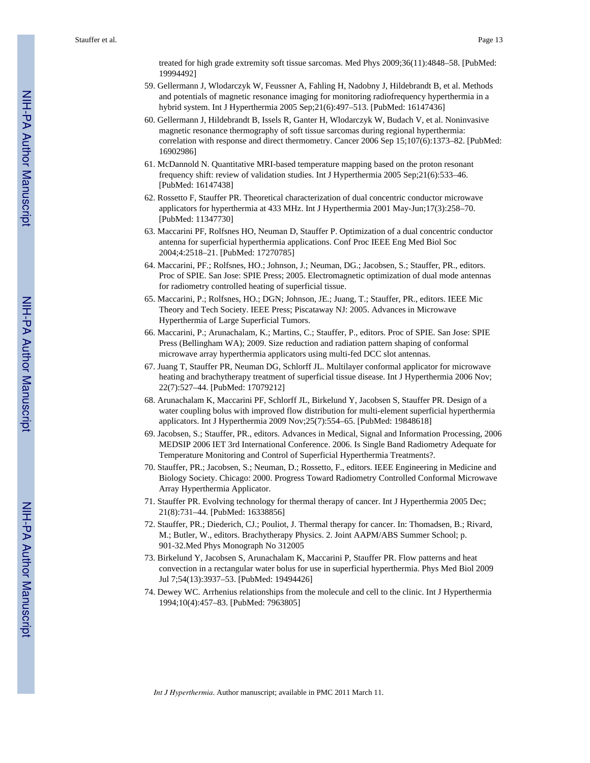treated for high grade extremity soft tissue sarcomas. Med Phys 2009;36(11):4848–58. [PubMed: 19994492]

59. Gellermann J, Wlodarczyk W, Feussner A, Fahling H, Nadobny J, Hildebrandt B, et al. Methods and potentials of magnetic resonance imaging for monitoring radiofrequency hyperthermia in a hybrid system. Int J Hyperthermia 2005 Sep;21(6):497–513. [PubMed: 16147436]
60. Gellermann J, Hildebrandt B, Issels R, Ganter H, Wlodarczyk W, Budach V, et al. Noninvasive magnetic resonance thermography of soft tissue sarcomas during regional hyperthermia: correlation with response and direct thermometry. Cancer 2006 Sep 15;107(6):1373–82. [PubMed: 16902986]
61. McDannold N. Quantitative MRI-based temperature mapping based on the proton resonant frequency shift: review of validation studies. Int J Hyperthermia 2005 Sep;21(6):533–46. [PubMed: 16147438]
62. Rossetto F, Stauffer PR. Theoretical characterization of dual concentric conductor microwave applicators for hyperthermia at 433 MHz. Int J Hyperthermia 2001 May-Jun;17(3):258–70. [PubMed: 11347730]
63. Maccarini PF, Rolfsnes HO, Neuman D, Stauffer P. Optimization of a dual concentric conductor antenna for superficial hyperthermia applications. Conf Proc IEEE Eng Med Biol Soc 2004;4:2518–21. [PubMed: 17270785]
64. Maccarini, PF.; Rolfsnes, HO.; Johnson, J.; Neuman, DG.; Jacobsen, S.; Stauffer, PR., editors. Proc of SPIE. San Jose: SPIE Press; 2005. Electromagnetic optimization of dual mode antennas for radiometry controlled heating of superficial tissue.
65. Maccarini, P.; Rolfsnes, HO.; DGN; Johnson, JE.; Juang, T.; Stauffer, PR., editors. IEEE Mic Theory and Tech Society. IEEE Press; Piscataway NJ: 2005. Advances in Microwave Hyperthermia of Large Superficial Tumors.
66. Maccarini, P.; Arunachalam, K.; Martins, C.; Stauffer, P., editors. Proc of SPIE. San Jose: SPIE Press (Bellingham WA); 2009. Size reduction and radiation pattern shaping of conformal microwave array hyperthermia applicators using multi-fed DCC slot antennas.
67. Juang T, Stauffer PR, Neuman DG, Schlorff JL. Multilayer conformal applicator for microwave heating and brachytherapy treatment of superficial tissue disease. Int J Hyperthermia 2006 Nov; 22(7):527–44. [PubMed: 17079212]
68. Arunachalam K, Maccarini PF, Schlorff JL, Birkelund Y, Jacobsen S, Stauffer PR. Design of a water coupling bolus with improved flow distribution for multi-element superficial hyperthermia applicators. Int J Hyperthermia 2009 Nov;25(7):554–65. [PubMed: 19848618]
69. Jacobsen, S.; Stauffer, PR., editors. Advances in Medical, Signal and Information Processing, 2006 MEDSIP 2006 IET 3rd International Conference. 2006. Is Single Band Radiometry Adequate for Temperature Monitoring and Control of Superficial Hyperthermia Treatments?.
70. Stauffer, PR.; Jacobsen, S.; Neuman, D.; Rossetto, F., editors. IEEE Engineering in Medicine and Biology Society. Chicago: 2000. Progress Toward Radiometry Controlled Conformal Microwave Array Hyperthermia Applicator.
71. Stauffer PR. Evolving technology for thermal therapy of cancer. Int J Hyperthermia 2005 Dec; 21(8):731–44. [PubMed: 16338856]
72. Stauffer, PR.; Diederich, CJ.; Pouliot, J. Thermal therapy for cancer. In: Thomadsen, B.; Rivard, M.; Butler, W., editors. Brachytherapy Physics. 2. Joint AAPM/ABS Summer School; p. 901-32.Med Phys Monograph No 312005
73. Birkelund Y, Jacobsen S, Arunachalam K, Maccarini P, Stauffer PR. Flow patterns and heat convection in a rectangular water bolus for use in superficial hyperthermia. Phys Med Biol 2009 Jul 7;54(13):3937–53. [PubMed: 19494426]
74. Dewey WC. Arrhenius relationships from the molecule and cell to the clinic. Int J Hyperthermia 1994;10(4):457–83. [PubMed: 7963805]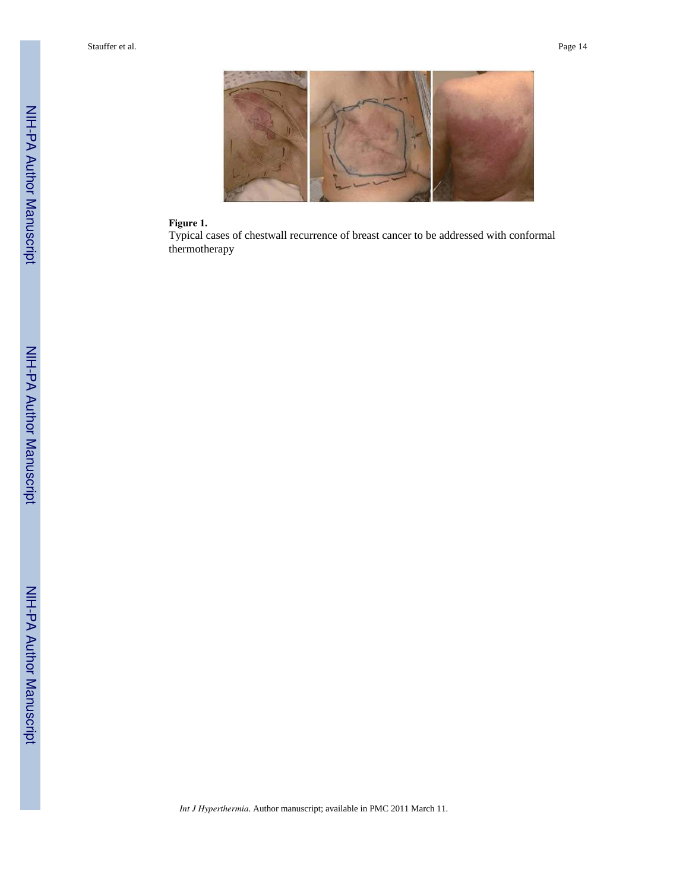**Figure 1.**

Typical cases of chestwall recurrence of breast cancer to be addressed with conformal thermotherapy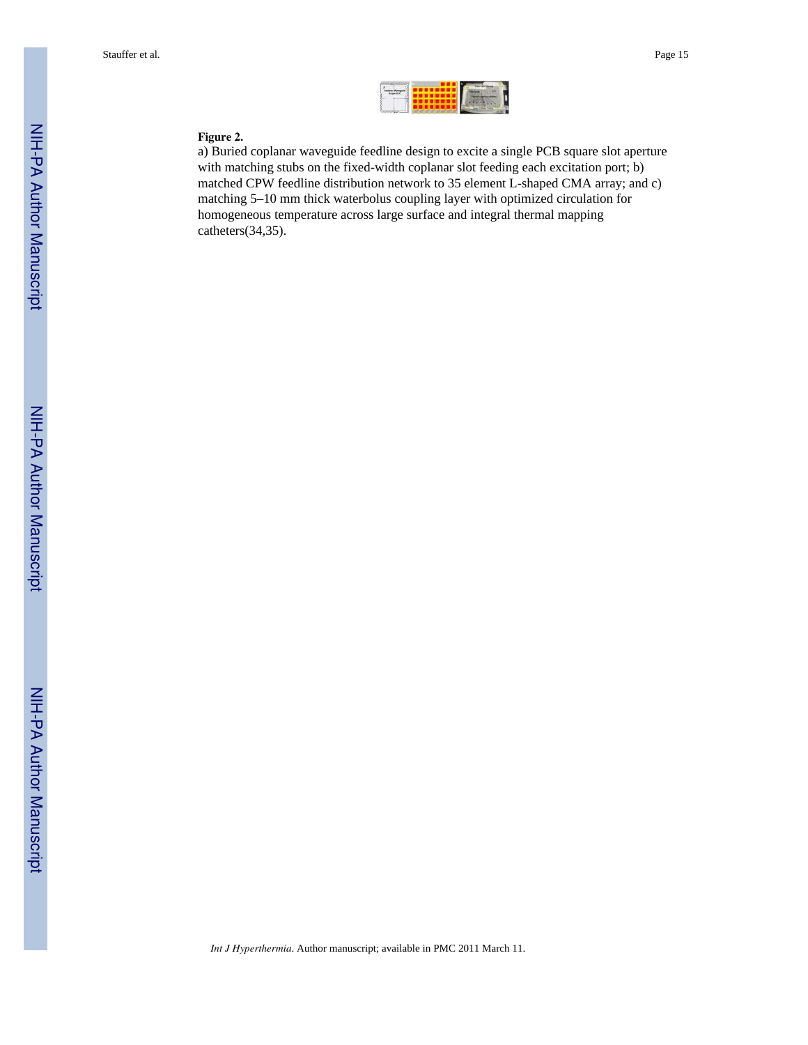**Figure 2.**

a) Buried coplanar waveguide feedline design to excite a single PCB square slot aperture with matching stubs on the fixed-width coplanar slot feeding each excitation port; b) matched CPW feedline distribution network to 35 element L-shaped CMA array; and c) matching 5–10 mm thick waterbolus coupling layer with optimized circulation for homogeneous temperature across large surface and integral thermal mapping catheters(34,35).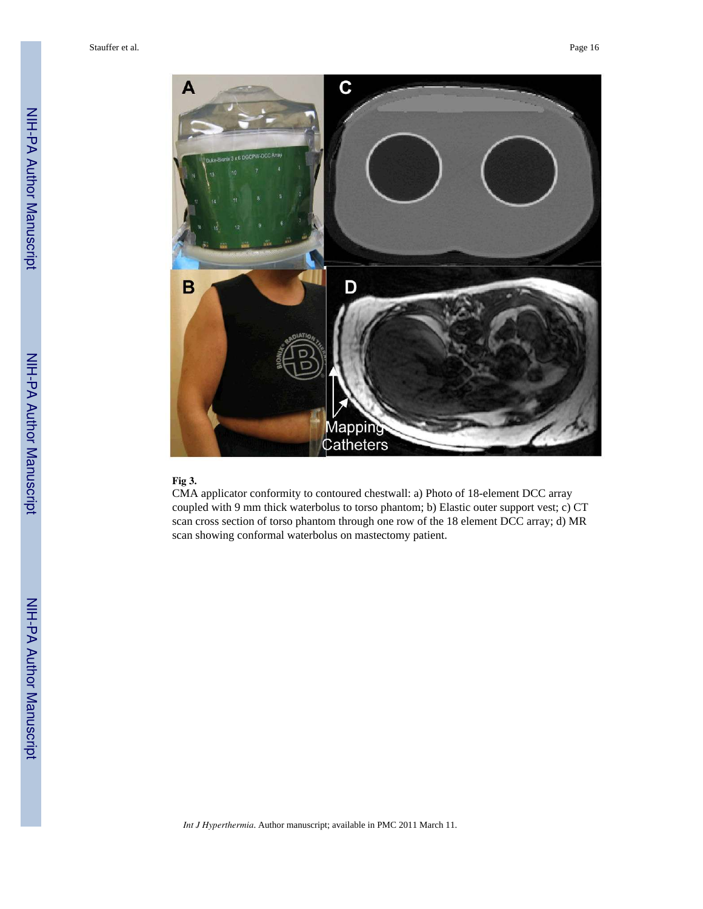**Fig 3.**

CMA applicator conformity to contoured chestwall: a) Photo of 18-element DCC array coupled with 9 mm thick waterbolus to torso phantom; b) Elastic outer support vest; c) CT scan cross section of torso phantom through one row of the 18 element DCC array; d) MR scan showing conformal waterbolus on mastectomy patient.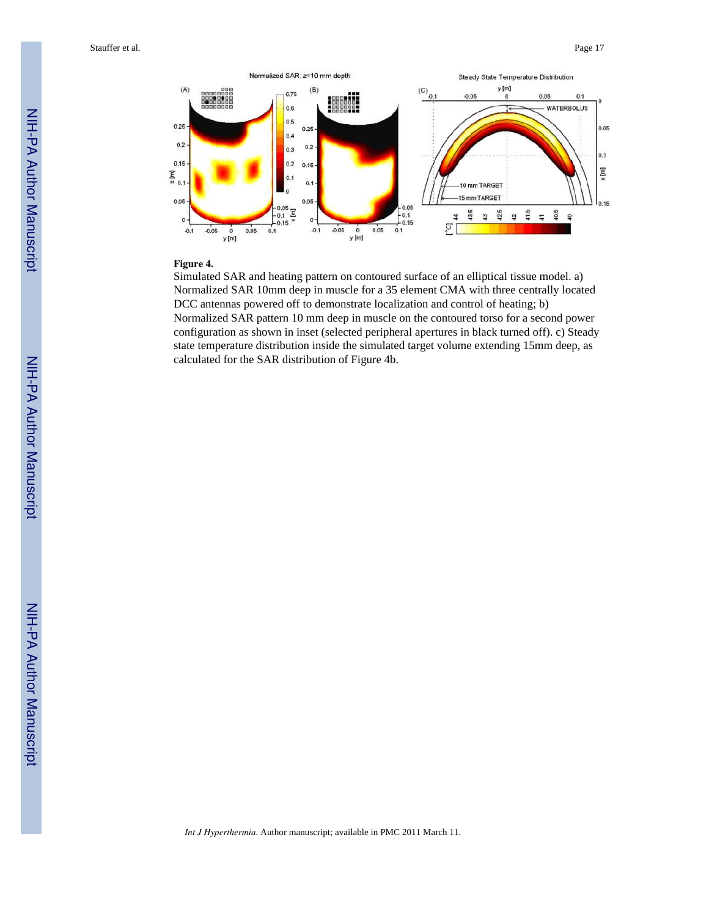**Figure 4.**

Simulated SAR and heating pattern on contoured surface of an elliptical tissue model. a) Normalized SAR 10mm deep in muscle for a 35 element CMA with three centrally located DCC antennas powered off to demonstrate localization and control of heating; b) Normalized SAR pattern 10 mm deep in muscle on the contoured torso for a second power configuration as shown in inset (selected peripheral apertures in black turned off). c) Steady state temperature distribution inside the simulated target volume extending 15mm deep, as calculated for the SAR distribution of Figure 4b.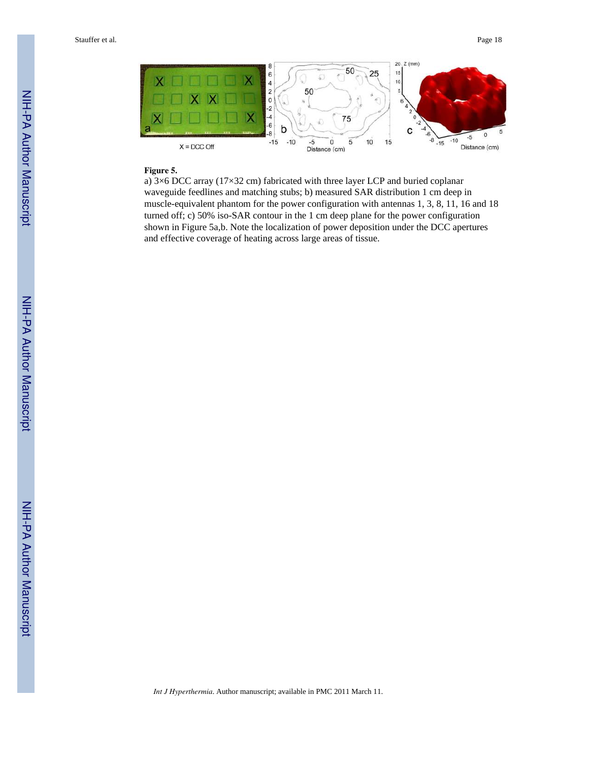**Figure 5.**

a) 3×6 DCC array (17×32 cm) fabricated with three layer LCP and buried coplanar waveguide feedlines and matching stubs; b) measured SAR distribution 1 cm deep in muscle-equivalent phantom for the power configuration with antennas 1, 3, 8, 11, 16 and 18 turned off; c) 50% iso-SAR contour in the 1 cm deep plane for the power configuration shown in Figure 5a,b. Note the localization of power deposition under the DCC apertures and effective coverage of heating across large areas of tissue.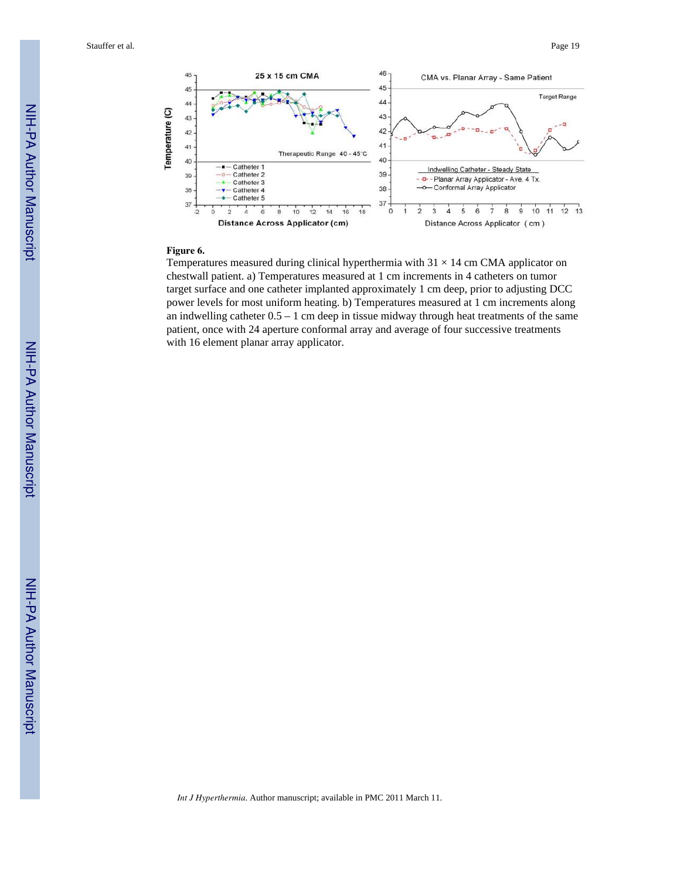**Figure 6.**

Temperatures measured during clinical hyperthermia with 31 × 14 cm CMA applicator on chestwall patient. a) Temperatures measured at 1 cm increments in 4 catheters on tumor target surface and one catheter implanted approximately 1 cm deep, prior to adjusting DCC power levels for most uniform heating. b) Temperatures measured at 1 cm increments along an indwelling catheter 0.5 – 1 cm deep in tissue midway through heat treatments of the same patient, once with 24 aperture conformal array and average of four successive treatments with 16 element planar array applicator.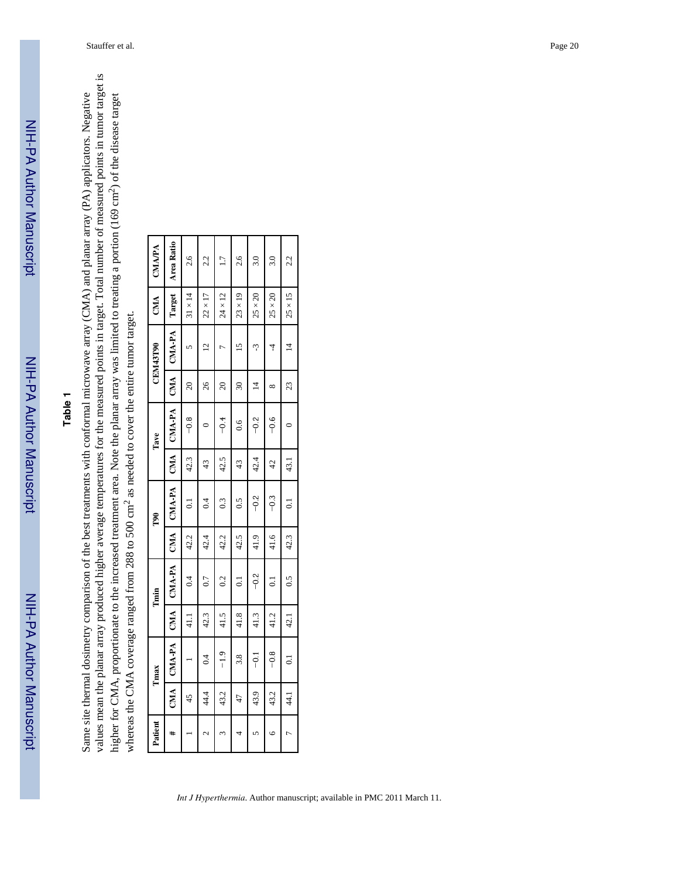# Table 1

Same site thermal dosimetry comparison of the best treatments with conformal microwave array (CMA) and planar array (PA) applicators. Negative values mean the planar array produced higher average temperatures for the measured points in target. Total number of measured points in tumor target is higher for CMA, proportionate to the increased treatment area. Note the planar array was limited to treating a portion (169 cm$^2$) of the disease target whereas the CMA coverage ranged from 288 to 500 cm$^2$ as needed to cover the entire tumor target.

| Patient | Tmax | | Tmin | | T90 | | Tave | | CEM43T90 | | CMA | CMA/PA |
|---|---|---|---|---|---|---|---|---|---|---|---|---|
| # | CMA | CMA-PA | CMA | CMA-PA | CMA | CMA-PA | CMA | CMA-PA | CMA | CMA-PA | Target | Area Ratio |
| 1 | 45 | 1 | 41.1 | 0.4 | 42.2 | 0.1 | 42.3 | −0.8 | 20 | 5 | 31 × 14 | 2.6 |
| 2 | 44.4 | 0.4 | 42.3 | 0.7 | 42.4 | 0.4 | 43 | 0 | 26 | 12 | 22 × 17 | 2.2 |
| 3 | 43.2 | −1.9 | 41.5 | 0.2 | 42.2 | 0.3 | 42.5 | −0.4 | 20 | 7 | 24 × 12 | 1.7 |
| 4 | 47 | 3.8 | 41.8 | 0.1 | 42.5 | 0.5 | 43 | 0.6 | 30 | 15 | 23 × 19 | 2.6 |
| 5 | 43.9 | −0.1 | 41.3 | −0.2 | 41.9 | −0.2 | 42.4 | −0.2 | 14 | -3 | 25 × 20 | 3.0 |
| 6 | 43.2 | −0.8 | 41.2 | 0.1 | 41.6 | −0.3 | 42 | −0.6 | 8 | -4 | 25 × 20 | 3.0 |
| 7 | 44.1 | 0.1 | 42.1 | 0.5 | 42.3 | 0.1 | 43.1 | 0 | 23 | 14 | 25 × 15 | 2.2 |